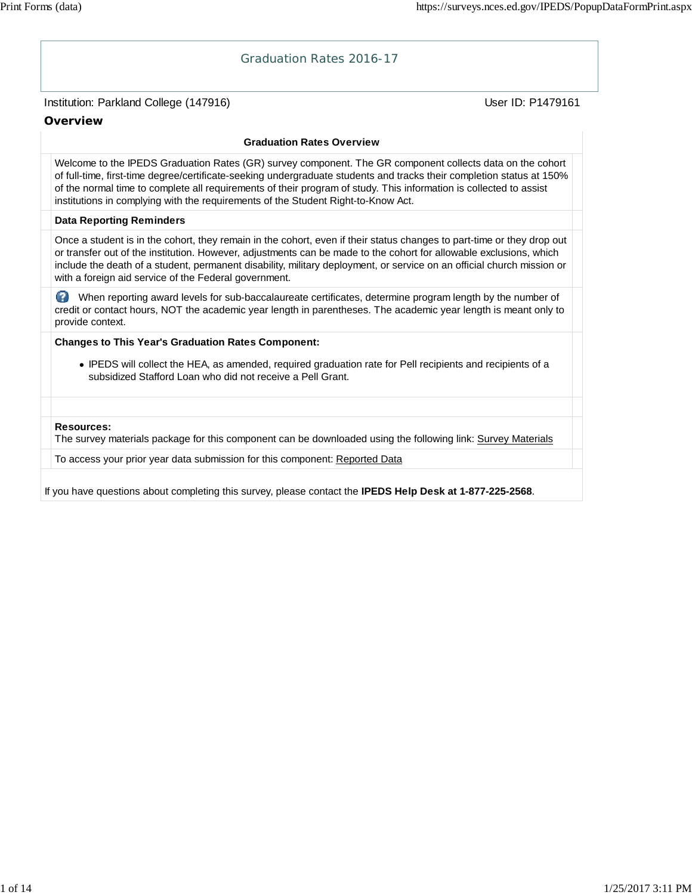# Graduation Rates 2016-17

Institution: Parkland College (147916) User ID: P1479161

## Overview

### Graduation Rates Overview

Welcome to the IPEDS Graduation Rates (GR) survey component. The GR component collects data on the cohort of full-time, first-time degree/certificate-seeking undergraduate students and tracks their completion status at 150% of the normal time to complete all requirements of their program of study. This information is collected to assist institutions in complying with the requirements of the Student Right-to-Know Act.

**Data Reporting Reminders**

Once a student is in the cohort, they remain in the cohort, even if their status changes to part-time or they drop out or transfer out of the institution. However, adjustments can be made to the cohort for allowable exclusions, which include the death of a student, permanent disability, military deployment, or service on an official church mission or with a foreign aid service of the Federal government.

When reporting award levels for sub-baccalaureate certificates, determine program length by the number of credit or contact hours, NOT the academic year length in parentheses. The academic year length is meant only to provide context.

**Changes to This Year's Graduation Rates Component:**

- IPEDS will collect the HEA, as amended, required graduation rate for Pell recipients and recipients of a subsidized Stafford Loan who did not receive a Pell Grant.

**Resources:**
The survey materials package for this component can be downloaded using the following link: Survey Materials

To access your prior year data submission for this component: Reported Data

If you have questions about completing this survey, please contact the **IPEDS Help Desk at 1-877-225-2568**.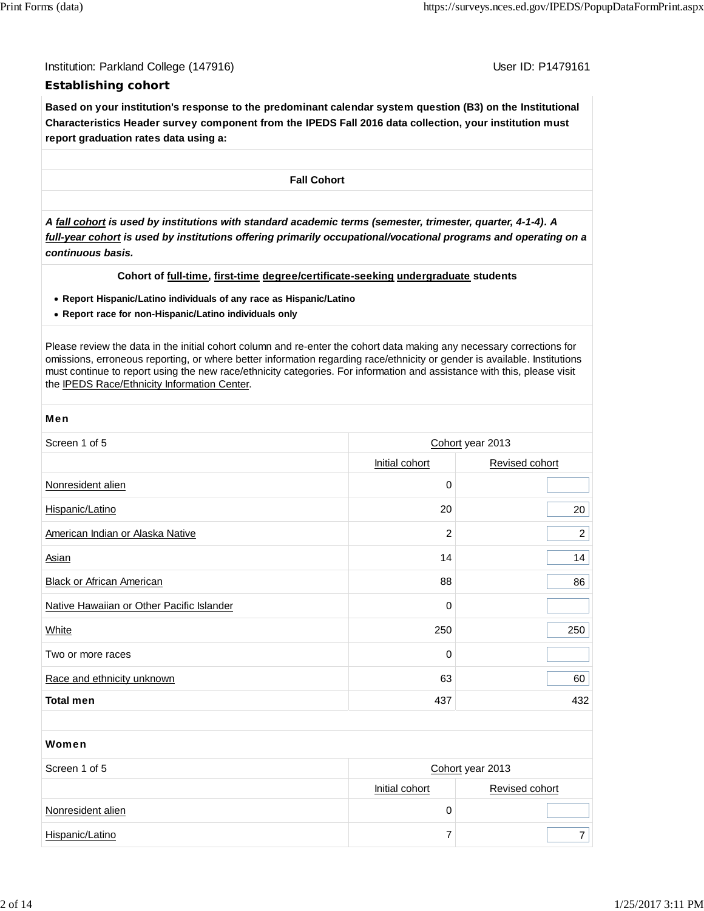Institution: Parkland College (147916)

User ID: P1479161

## Establishing cohort

**Based on your institution's response to the predominant calendar system question (B3) on the Institutional Characteristics Header survey component from the IPEDS Fall 2016 data collection, your institution must report graduation rates data using a:**

**Fall Cohort**

***A fall cohort is used by institutions with standard academic terms (semester, trimester, quarter, 4-1-4). A full-year cohort is used by institutions offering primarily occupational/vocational programs and operating on a continuous basis.***

**Cohort of full-time, first-time degree/certificate-seeking undergraduate students**

- **Report Hispanic/Latino individuals of any race as Hispanic/Latino**
- **Report race for non-Hispanic/Latino individuals only**

Please review the data in the initial cohort column and re-enter the cohort data making any necessary corrections for omissions, erroneous reporting, or where better information regarding race/ethnicity or gender is available. Institutions must continue to report using the new race/ethnicity categories. For information and assistance with this, please visit the IPEDS Race/Ethnicity Information Center.

**Men**

| Screen 1 of 5 | Cohort year 2013 | |
|---|---|---|
| | Initial cohort | Revised cohort |
| Nonresident alien | 0 | |
| Hispanic/Latino | 20 | 20 |
| American Indian or Alaska Native | 2 | 2 |
| Asian | 14 | 14 |
| Black or African American | 88 | 86 |
| Native Hawaiian or Other Pacific Islander | 0 | |
| White | 250 | 250 |
| Two or more races | 0 | |
| Race and ethnicity unknown | 63 | 60 |
| **Total men** | 437 | 432 |

**Women**

| Screen 1 of 5 | Cohort year 2013 | |
|---|---|---|
| | Initial cohort | Revised cohort |
| Nonresident alien | 0 | |
| Hispanic/Latino | 7 | 7 |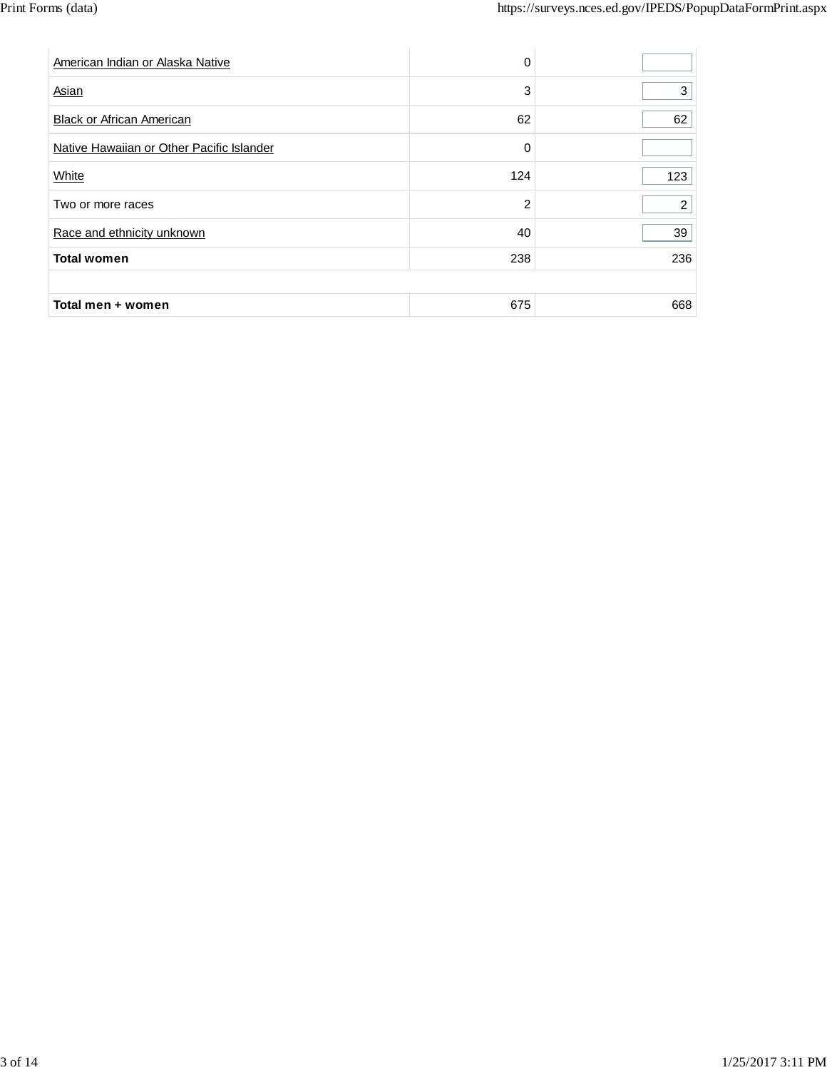| | | |
|---|---|---|
| American Indian or Alaska Native | 0 | |
| Asian | 3 | 3 |
| Black or African American | 62 | 62 |
| Native Hawaiian or Other Pacific Islander | 0 | |
| White | 124 | 123 |
| Two or more races | 2 | 2 |
| Race and ethnicity unknown | 40 | 39 |
| **Total women** | 238 | 236 |
| | | |
| **Total men + women** | 675 | 668 |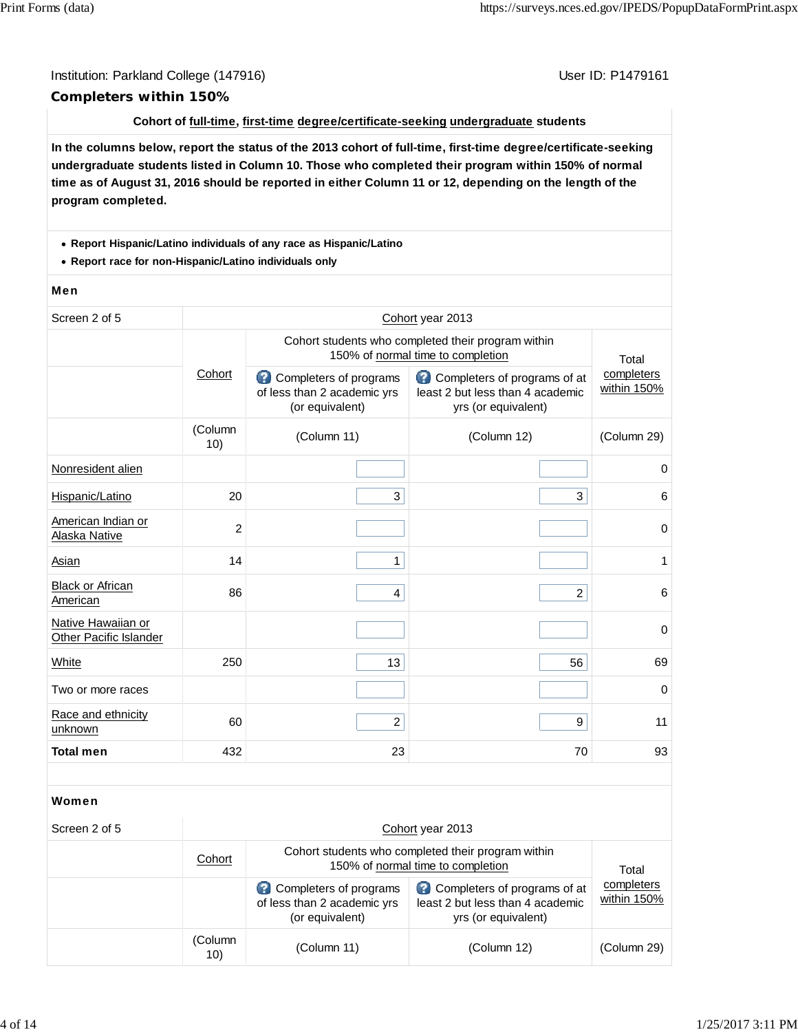Institution: Parkland College (147916)

User ID: P1479161

## Completers within 150%

**Cohort of full-time, first-time degree/certificate-seeking undergraduate students**

**In the columns below, report the status of the 2013 cohort of full-time, first-time degree/certificate-seeking undergraduate students listed in Column 10. Those who completed their program within 150% of normal time as of August 31, 2016 should be reported in either Column 11 or 12, depending on the length of the program completed.**

- **Report Hispanic/Latino individuals of any race as Hispanic/Latino**
- **Report race for non-Hispanic/Latino individuals only**

### Men

| Screen 2 of 5 | Cohort year 2013 | | | |
|---|---|---|---|---|
| | Cohort | Cohort students who completed their program within 150% of normal time to completion | | Total completers within 150% |
| | | Completers of programs of less than 2 academic yrs (or equivalent) | Completers of programs of at least 2 but less than 4 academic yrs (or equivalent) | |
| | (Column 10) | (Column 11) | (Column 12) | (Column 29) |
| Nonresident alien | | | | 0 |
| Hispanic/Latino | 20 | 3 | 3 | 6 |
| American Indian or Alaska Native | 2 | | | 0 |
| Asian | 14 | 1 | | 1 |
| Black or African American | 86 | 4 | 2 | 6 |
| Native Hawaiian or Other Pacific Islander | | | | 0 |
| White | 250 | 13 | 56 | 69 |
| Two or more races | | | | 0 |
| Race and ethnicity unknown | 60 | 2 | 9 | 11 |
| **Total men** | 432 | 23 | 70 | 93 |

### Women

| Screen 2 of 5 | Cohort year 2013 | | | |
|---|---|---|---|---|
| | Cohort | Cohort students who completed their program within 150% of normal time to completion | | Total completers within 150% |
| | | Completers of programs of less than 2 academic yrs (or equivalent) | Completers of programs of at least 2 but less than 4 academic yrs (or equivalent) | |
| | (Column 10) | (Column 11) | (Column 12) | (Column 29) |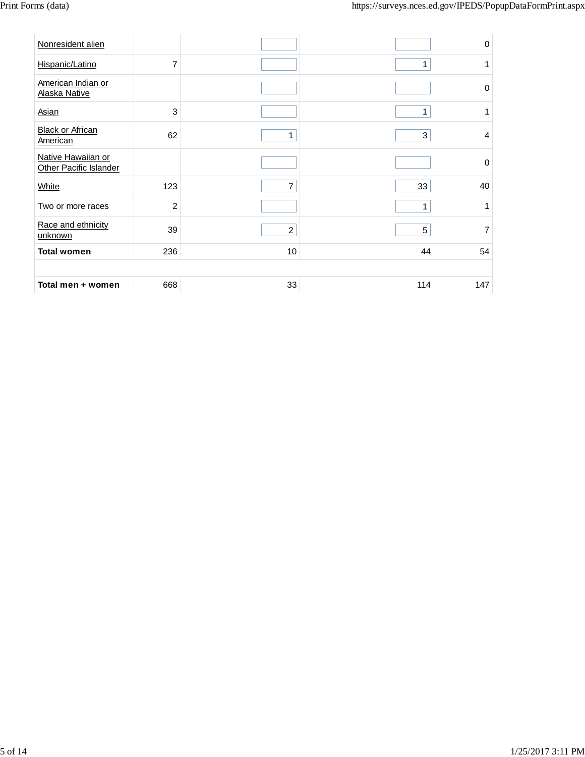| | | | | |
|---|---|---|---|---|
| Nonresident alien | | | | 0 |
| Hispanic/Latino | 7 | | 1 | 1 |
| American Indian or Alaska Native | | | | 0 |
| Asian | 3 | | 1 | 1 |
| Black or African American | 62 | 1 | 3 | 4 |
| Native Hawaiian or Other Pacific Islander | | | | 0 |
| White | 123 | 7 | 33 | 40 |
| Two or more races | 2 | | 1 | 1 |
| Race and ethnicity unknown | 39 | 2 | 5 | 7 |
| **Total women** | 236 | 10 | 44 | 54 |
| | | | | |
| **Total men + women** | 668 | 33 | 114 | 147 |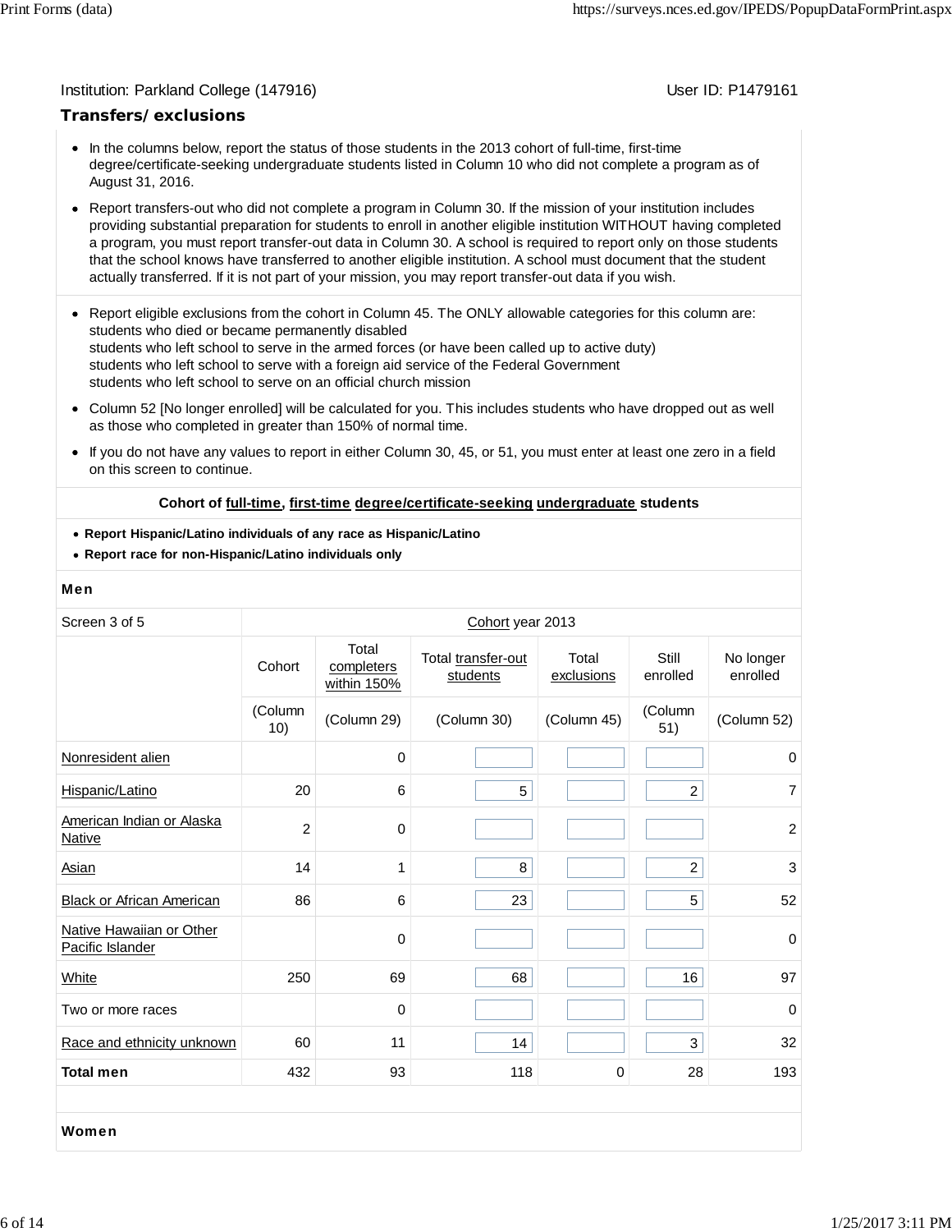Institution: Parkland College (147916)

User ID: P1479161

## Transfers/exclusions

- In the columns below, report the status of those students in the 2013 cohort of full-time, first-time degree/certificate-seeking undergraduate students listed in Column 10 who did not complete a program as of August 31, 2016.
- Report transfers-out who did not complete a program in Column 30. If the mission of your institution includes providing substantial preparation for students to enroll in another eligible institution WITHOUT having completed a program, you must report transfer-out data in Column 30. A school is required to report only on those students that the school knows have transferred to another eligible institution. A school must document that the student actually transferred. If it is not part of your mission, you may report transfer-out data if you wish.

- Report eligible exclusions from the cohort in Column 45. The ONLY allowable categories for this column are:
  students who died or became permanently disabled
  students who left school to serve in the armed forces (or have been called up to active duty)
  students who left school to serve with a foreign aid service of the Federal Government
  students who left school to serve on an official church mission
- Column 52 [No longer enrolled] will be calculated for you. This includes students who have dropped out as well as those who completed in greater than 150% of normal time.
- If you do not have any values to report in either Column 30, 45, or 51, you must enter at least one zero in a field on this screen to continue.

**Cohort of full-time, first-time degree/certificate-seeking undergraduate students**

- **Report Hispanic/Latino individuals of any race as Hispanic/Latino**
- **Report race for non-Hispanic/Latino individuals only**

**Men**

| Screen 3 of 5 | Cohort year 2013 | | | | | |
|---|---|---|---|---|---|---|
| | Cohort | Total completers within 150% | Total transfer-out students | Total exclusions | Still enrolled | No longer enrolled |
| | (Column 10) | (Column 29) | (Column 30) | (Column 45) | (Column 51) | (Column 52) |
| Nonresident alien | | 0 | | | | 0 |
| Hispanic/Latino | 20 | 6 | 5 | | 2 | 7 |
| American Indian or Alaska Native | 2 | 0 | | | | 2 |
| Asian | 14 | 1 | 8 | | 2 | 3 |
| Black or African American | 86 | 6 | 23 | | 5 | 52 |
| Native Hawaiian or Other Pacific Islander | | 0 | | | | 0 |
| White | 250 | 69 | 68 | | 16 | 97 |
| Two or more races | | 0 | | | | 0 |
| Race and ethnicity unknown | 60 | 11 | 14 | | 3 | 32 |
| **Total men** | 432 | 93 | 118 | 0 | 28 | 193 |

**Women**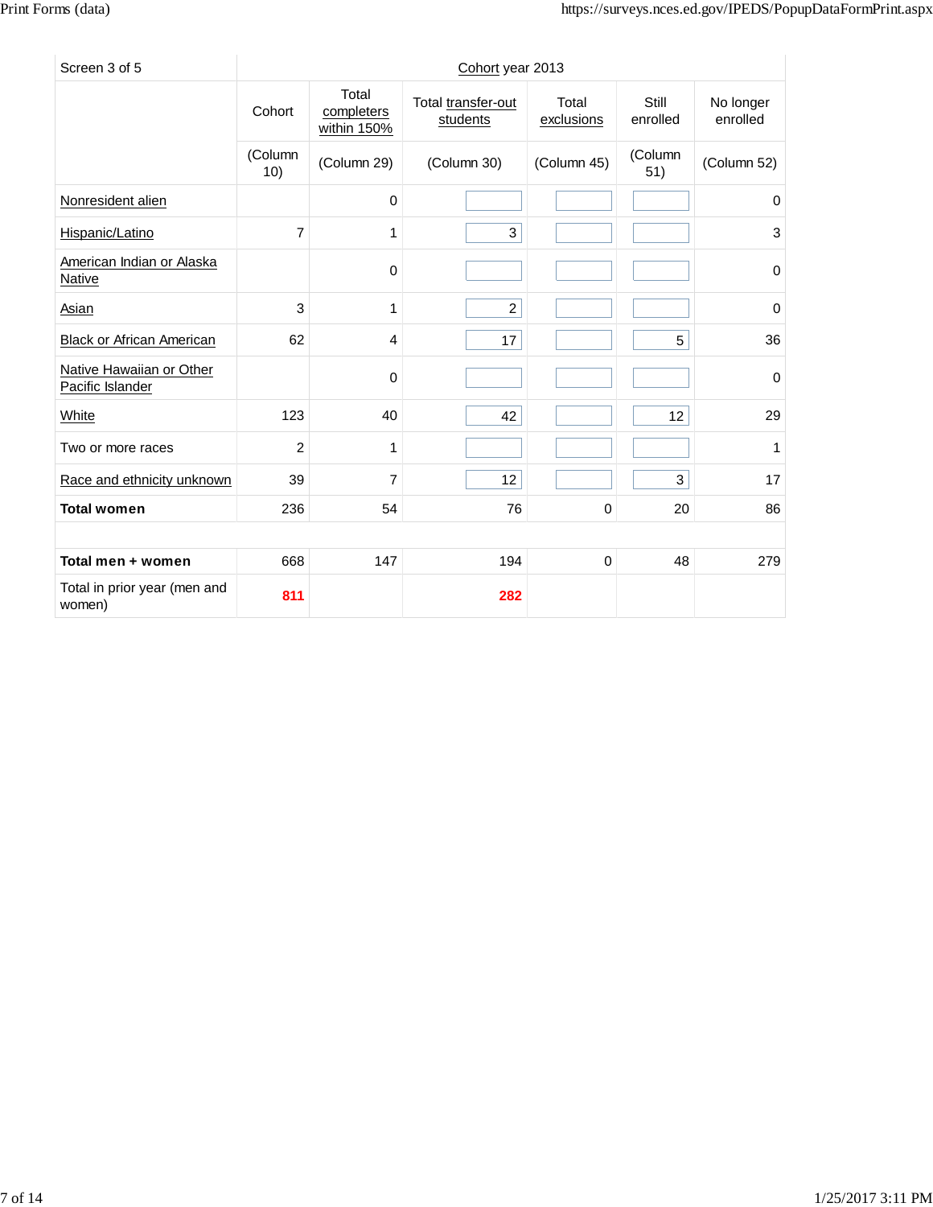| Screen 3 of 5 | Cohort year 2013 | | | | | |
|---|---|---|---|---|---|---|
| | Cohort | Total completers within 150% | Total transfer-out students | Total exclusions | Still enrolled | No longer enrolled |
| | (Column 10) | (Column 29) | (Column 30) | (Column 45) | (Column 51) | (Column 52) |
| Nonresident alien | | 0 | | | | 0 |
| Hispanic/Latino | 7 | 1 | 3 | | | 3 |
| American Indian or Alaska Native | | 0 | | | | 0 |
| Asian | 3 | 1 | 2 | | | 0 |
| Black or African American | 62 | 4 | 17 | | 5 | 36 |
| Native Hawaiian or Other Pacific Islander | | 0 | | | | 0 |
| White | 123 | 40 | 42 | | 12 | 29 |
| Two or more races | 2 | 1 | | | | 1 |
| Race and ethnicity unknown | 39 | 7 | 12 | | 3 | 17 |
| **Total women** | 236 | 54 | 76 | 0 | 20 | 86 |
| | | | | | | |
| **Total men + women** | 668 | 147 | 194 | 0 | 48 | 279 |
| Total in prior year (men and women) | **811** | | **282** | | | |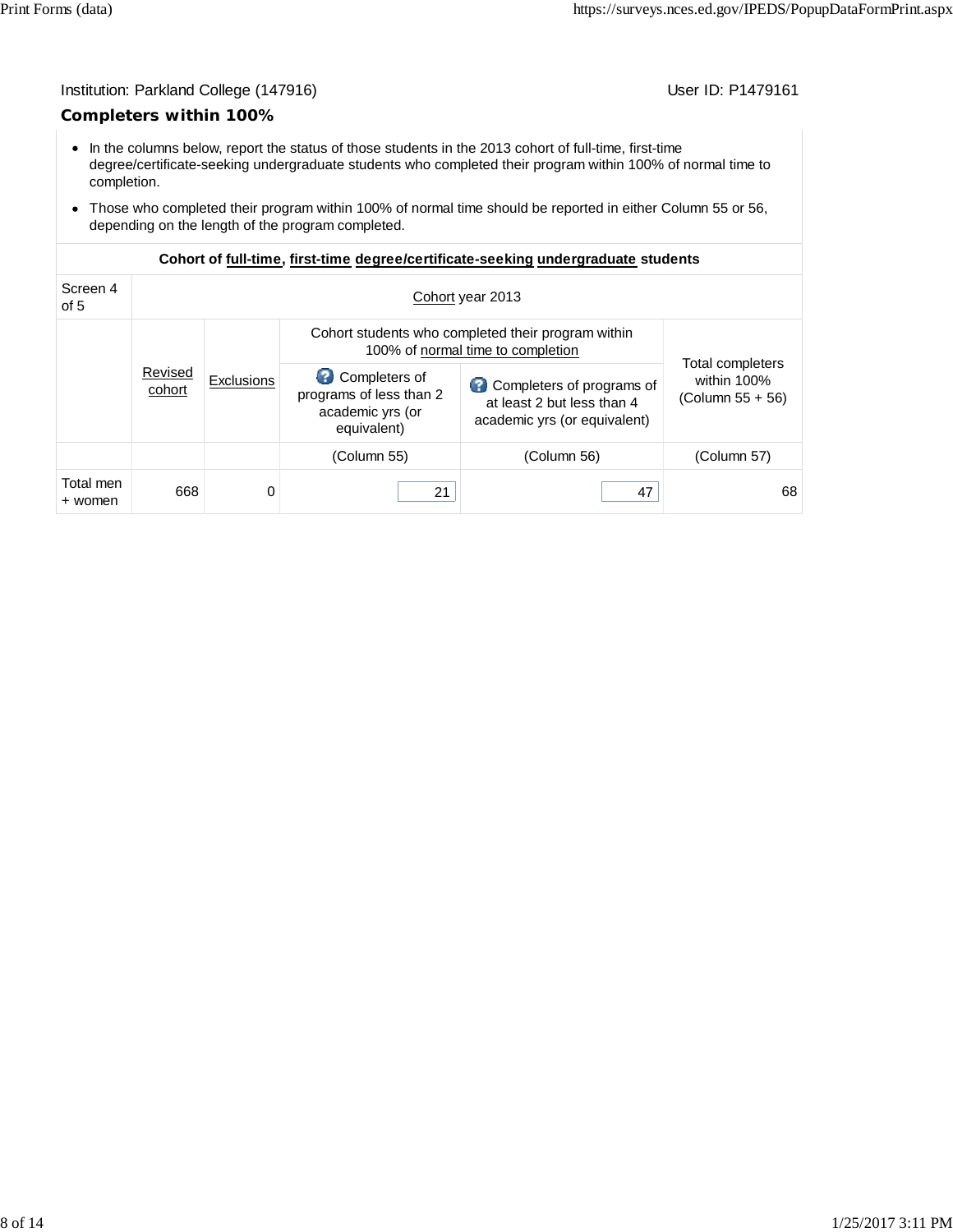Institution: Parkland College (147916)   User ID: P1479161

## Completers within 100%

- In the columns below, report the status of those students in the 2013 cohort of full-time, first-time degree/certificate-seeking undergraduate students who completed their program within 100% of normal time to completion.
- Those who completed their program within 100% of normal time should be reported in either Column 55 or 56, depending on the length of the program completed.

| Cohort of full-time, first-time degree/certificate-seeking undergraduate students | | | | | |
|---|---|---|---|---|---|
| Screen 4 of 5 | Cohort year 2013 | | | | |
| | Revised cohort | Exclusions | Cohort students who completed their program within 100% of normal time to completion | | Total completers within 100% (Column 55 + 56) |
| | | | Completers of programs of less than 2 academic yrs (or equivalent) | Completers of programs of at least 2 but less than 4 academic yrs (or equivalent) | |
| | | | (Column 55) | (Column 56) | (Column 57) |
| Total men + women | 668 | 0 | 21 | 47 | 68 |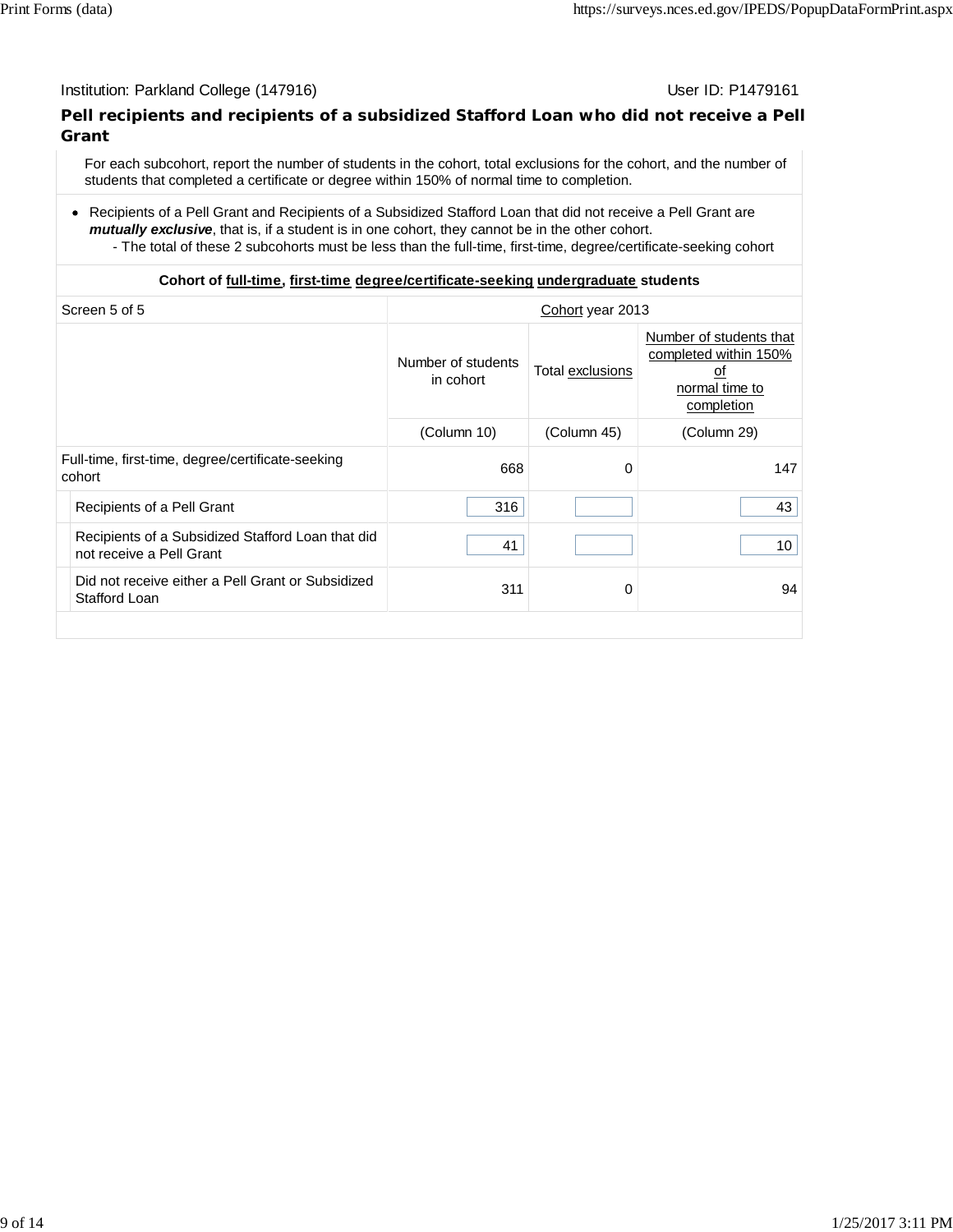Institution: Parkland College (147916) User ID: P1479161

## Pell recipients and recipients of a subsidized Stafford Loan who did not receive a Pell Grant

For each subcohort, report the number of students in the cohort, total exclusions for the cohort, and the number of students that completed a certificate or degree within 150% of normal time to completion.

- Recipients of a Pell Grant and Recipients of a Subsidized Stafford Loan that did not receive a Pell Grant are ***mutually exclusive***, that is, if a student is in one cohort, they cannot be in the other cohort.
  - The total of these 2 subcohorts must be less than the full-time, first-time, degree/certificate-seeking cohort

**Cohort of full-time, first-time degree/certificate-seeking undergraduate students**

| Screen 5 of 5 | Cohort year 2013 | | |
|---|---|---|---|
| | Number of students in cohort | Total exclusions | Number of students that completed within 150% of normal time to completion |
| | (Column 10) | (Column 45) | (Column 29) |
| Full-time, first-time, degree/certificate-seeking cohort | 668 | 0 | 147 |
| Recipients of a Pell Grant | 316 | | 43 |
| Recipients of a Subsidized Stafford Loan that did not receive a Pell Grant | 41 | | 10 |
| Did not receive either a Pell Grant or Subsidized Stafford Loan | 311 | 0 | 94 |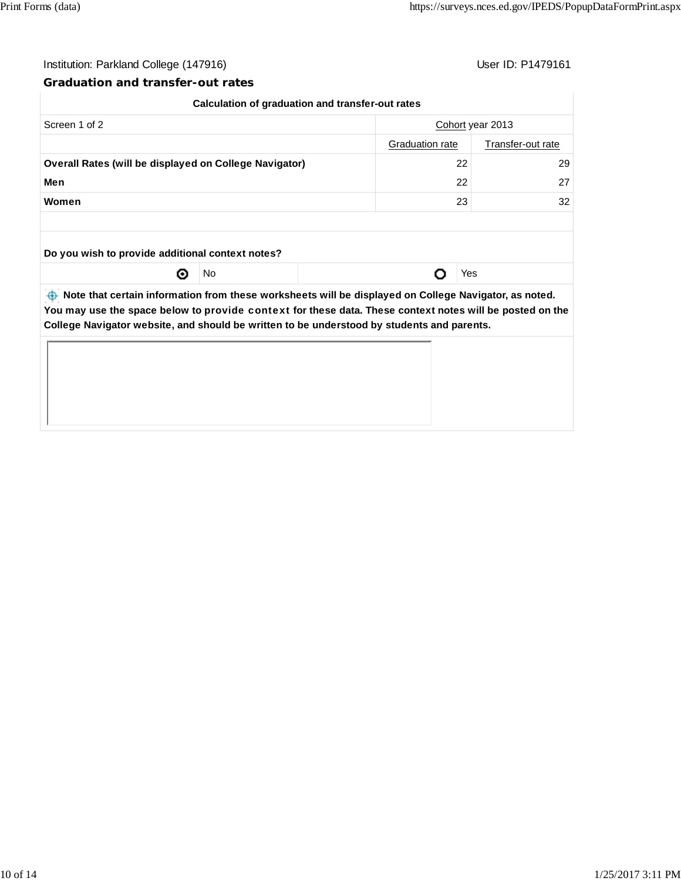Institution: Parkland College (147916)

User ID: P1479161

## Graduation and transfer-out rates

| Calculation of graduation and transfer-out rates | | |
|---|---|---|
| Screen 1 of 2 | Cohort year 2013 | |
| | Graduation rate | Transfer-out rate |
| **Overall Rates (will be displayed on College Navigator)** | 22 | 29 |
| **Men** | 22 | 27 |
| **Women** | 23 | 32 |

**Do you wish to provide additional context notes?**

◉ No ○ Yes

**Note that certain information from these worksheets will be displayed on College Navigator, as noted. You may use the space below to provide context for these data. These context notes will be posted on the College Navigator website, and should be written to be understood by students and parents.**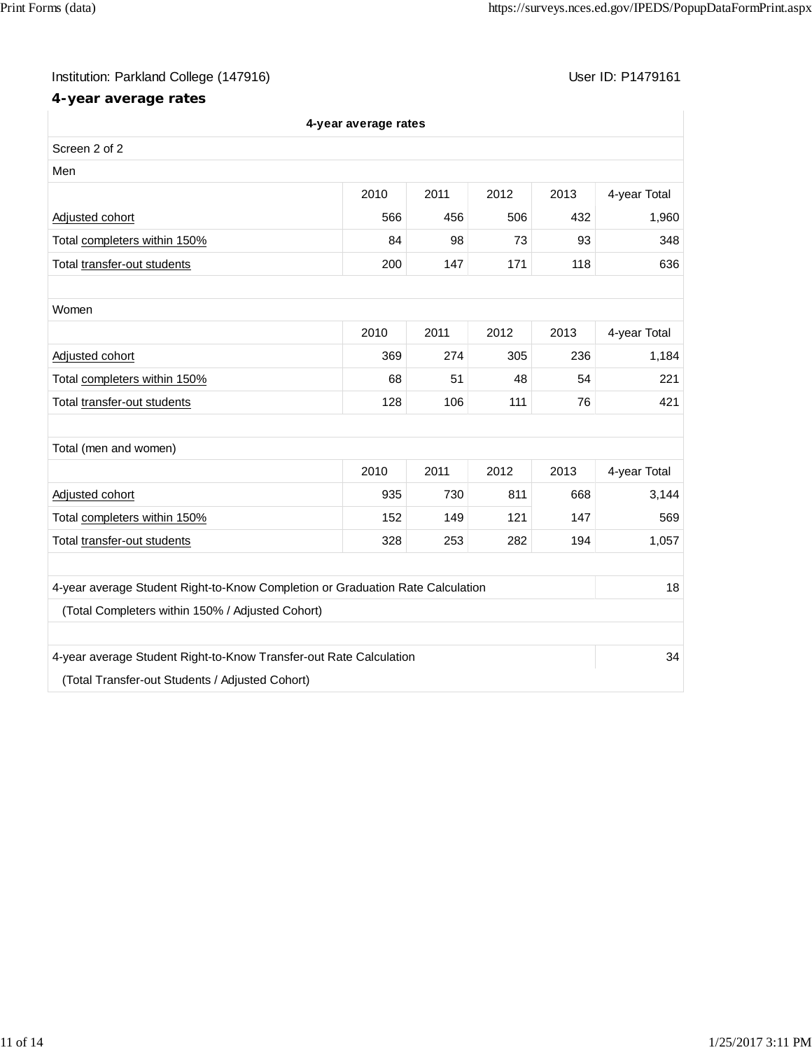Institution: Parkland College (147916) User ID: P1479161

## 4-year average rates

**4-year average rates**

Screen 2 of 2

Men

| | 2010 | 2011 | 2012 | 2013 | 4-year Total |
|---|---|---|---|---|---|
| Adjusted cohort | 566 | 456 | 506 | 432 | 1,960 |
| Total completers within 150% | 84 | 98 | 73 | 93 | 348 |
| Total transfer-out students | 200 | 147 | 171 | 118 | 636 |

Women

| | 2010 | 2011 | 2012 | 2013 | 4-year Total |
|---|---|---|---|---|---|
| Adjusted cohort | 369 | 274 | 305 | 236 | 1,184 |
| Total completers within 150% | 68 | 51 | 48 | 54 | 221 |
| Total transfer-out students | 128 | 106 | 111 | 76 | 421 |

Total (men and women)

| | 2010 | 2011 | 2012 | 2013 | 4-year Total |
|---|---|---|---|---|---|
| Adjusted cohort | 935 | 730 | 811 | 668 | 3,144 |
| Total completers within 150% | 152 | 149 | 121 | 147 | 569 |
| Total transfer-out students | 328 | 253 | 282 | 194 | 1,057 |

| | |
|---|---|
| 4-year average Student Right-to-Know Completion or Graduation Rate Calculation | 18 |
| (Total Completers within 150% / Adjusted Cohort) | |
| 4-year average Student Right-to-Know Transfer-out Rate Calculation | 34 |
| (Total Transfer-out Students / Adjusted Cohort) | |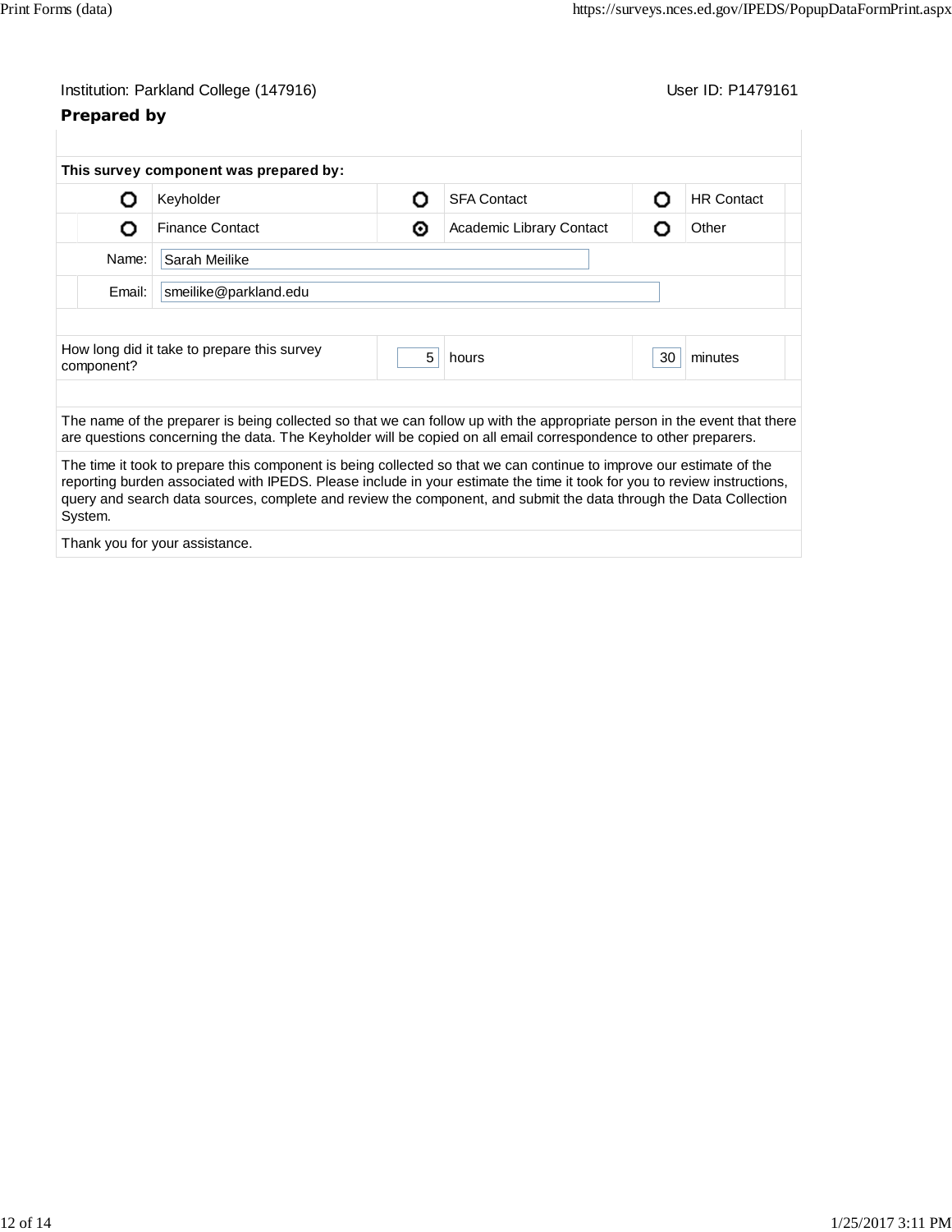Institution: Parkland College (147916) User ID: P1479161

## Prepared by

**This survey component was prepared by:**

| | | | | | |
|---|---|---|---|---|---|
| ○ | Keyholder | ○ | SFA Contact | ○ | HR Contact |
| ○ | Finance Contact | ◉ | Academic Library Contact | ○ | Other |

Name: Sarah Meilike

Email: smeilike@parkland.edu

| How long did it take to prepare this survey component? | 5 | hours | 30 | minutes |
|---|---|---|---|---|

The name of the preparer is being collected so that we can follow up with the appropriate person in the event that there are questions concerning the data. The Keyholder will be copied on all email correspondence to other preparers.

The time it took to prepare this component is being collected so that we can continue to improve our estimate of the reporting burden associated with IPEDS. Please include in your estimate the time it took for you to review instructions, query and search data sources, complete and review the component, and submit the data through the Data Collection System.

Thank you for your assistance.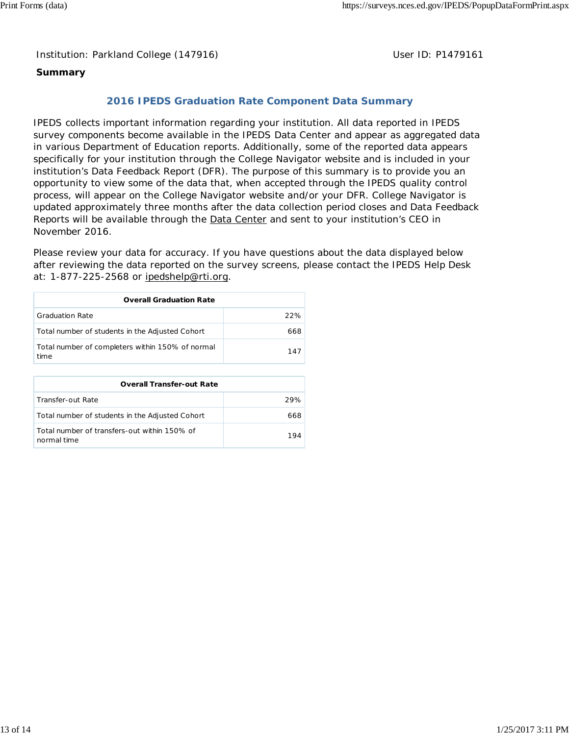Institution: Parkland College (147916) User ID: P1479161

**Summary**

## 2016 IPEDS Graduation Rate Component Data Summary

IPEDS collects important information regarding your institution. All data reported in IPEDS survey components become available in the IPEDS Data Center and appear as aggregated data in various Department of Education reports. Additionally, some of the reported data appears specifically for your institution through the College Navigator website and is included in your institution's Data Feedback Report (DFR). The purpose of this summary is to provide you an opportunity to view some of the data that, when accepted through the IPEDS quality control process, will appear on the College Navigator website and/or your DFR. College Navigator is updated approximately three months after the data collection period closes and Data Feedback Reports will be available through the Data Center and sent to your institution's CEO in November 2016.

Please review your data for accuracy. If you have questions about the data displayed below after reviewing the data reported on the survey screens, please contact the IPEDS Help Desk at: 1-877-225-2568 or ipedshelp@rti.org.

| Overall Graduation Rate | |
|---|---|
| Graduation Rate | 22% |
| Total number of students in the Adjusted Cohort | 668 |
| Total number of completers within 150% of normal time | 147 |

| Overall Transfer-out Rate | |
|---|---|
| Transfer-out Rate | 29% |
| Total number of students in the Adjusted Cohort | 668 |
| Total number of transfers-out within 150% of normal time | 194 |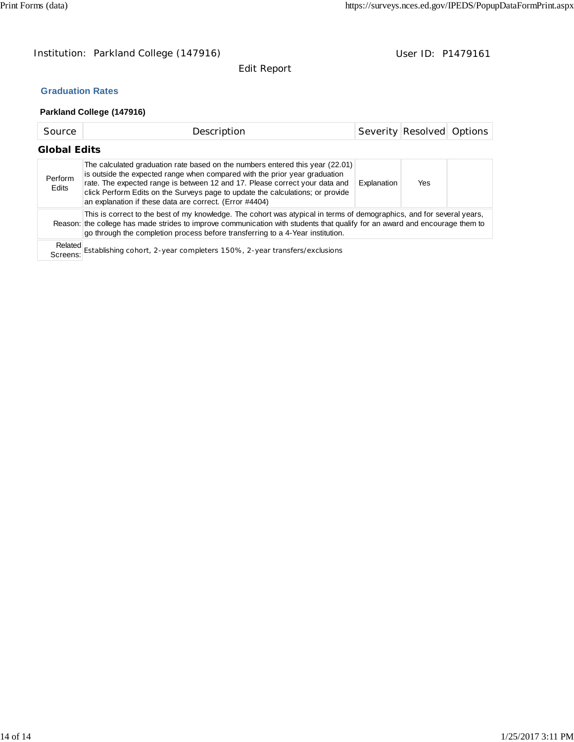Institution: Parkland College (147916)

User ID: P1479161

Edit Report

### Graduation Rates

**Parkland College (147916)**

| Source | Description | Severity | Resolved | Options |
| --- | --- | --- | --- | --- |
| **Global Edits** | | | | |
| Perform Edits | The calculated graduation rate based on the numbers entered this year (22.01) is outside the expected range when compared with the prior year graduation rate. The expected range is between 12 and 17. Please correct your data and click Perform Edits on the Surveys page to update the calculations; or provide an explanation if these data are correct. (Error #4404) | Explanation | Yes | |
| Reason: | This is correct to the best of my knowledge. The cohort was atypical in terms of demographics, and for several years, the college has made strides to improve communication with students that qualify for an award and encourage them to go through the completion process before transferring to a 4-Year institution. | | | |
| Related Screens: | Establishing cohort, 2-year completers 150%, 2-year transfers/exclusions | | | |